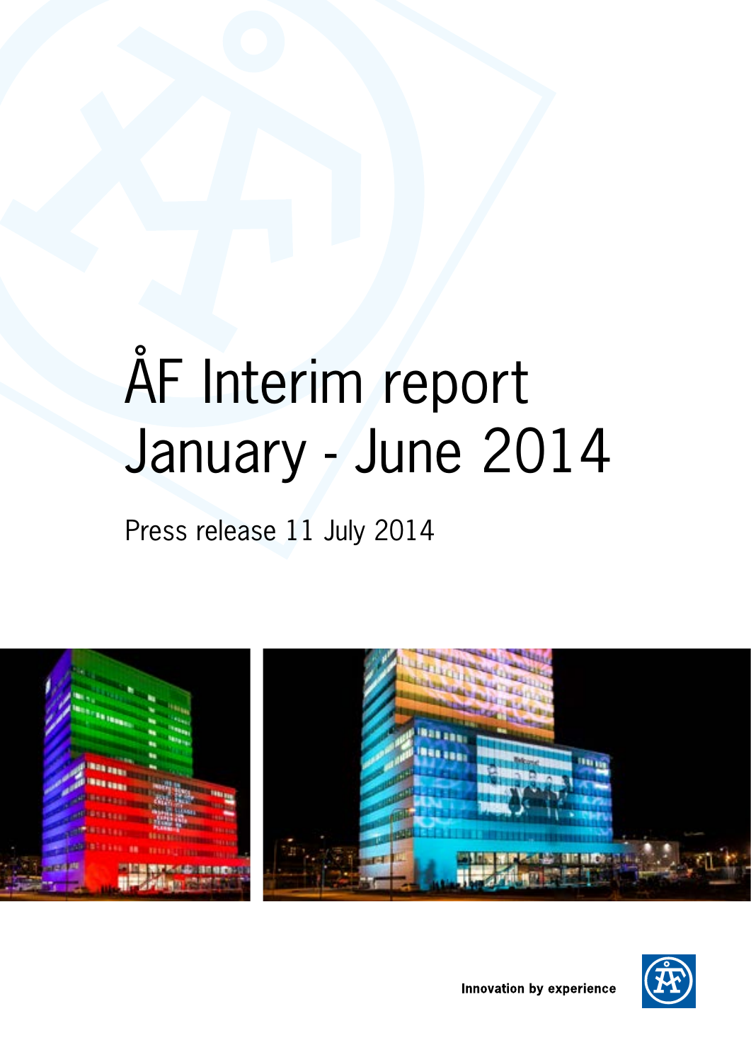# ÅF Interim report January - June 2014

Press release 11 July 2014

Innovation by experience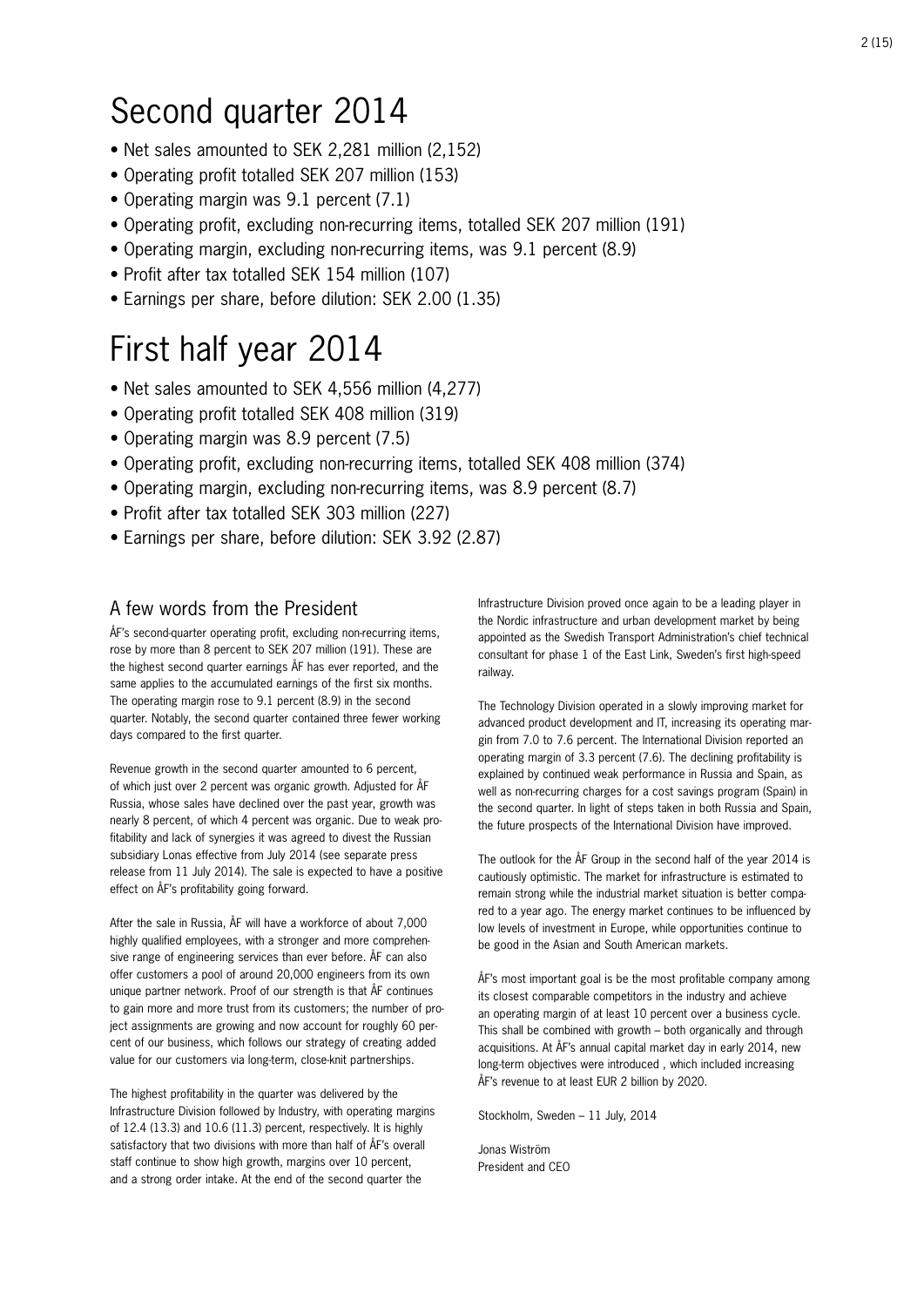# Second quarter 2014

- Net sales amounted to SEK 2,281 million (2,152)
- Operating profit totalled SEK 207 million (153)
- Operating margin was 9.1 percent (7.1)
- Operating profit, excluding non-recurring items, totalled SEK 207 million (191)
- Operating margin, excluding non-recurring items, was 9.1 percent (8.9)
- Profit after tax totalled SEK 154 million (107)
- Earnings per share, before dilution: SEK 2.00 (1.35)

# First half year 2014

- Net sales amounted to SEK 4,556 million (4,277)
- Operating profit totalled SEK 408 million (319)
- Operating margin was 8.9 percent (7.5)
- Operating profit, excluding non-recurring items, totalled SEK 408 million (374)
- Operating margin, excluding non-recurring items, was 8.9 percent (8.7)
- Profit after tax totalled SEK 303 million (227)
- Earnings per share, before dilution: SEK 3.92 (2.87)

## A few words from the President

ÅF's second-quarter operating profit, excluding non-recurring items, rose by more than 8 percent to SEK 207 million (191). These are the highest second quarter earnings ÅF has ever reported, and the same applies to the accumulated earnings of the first six months. The operating margin rose to 9.1 percent (8.9) in the second quarter. Notably, the second quarter contained three fewer working days compared to the first quarter.

Revenue growth in the second quarter amounted to 6 percent, of which just over 2 percent was organic growth. Adjusted for ÅF Russia, whose sales have declined over the past year, growth was nearly 8 percent, of which 4 percent was organic. Due to weak profitability and lack of synergies it was agreed to divest the Russian subsidiary Lonas effective from July 2014 (see separate press release from 11 July 2014). The sale is expected to have a positive effect on ÅF's profitability going forward.

After the sale in Russia, ÅF will have a workforce of about 7,000 highly qualified employees, with a stronger and more comprehensive range of engineering services than ever before. ÅF can also offer customers a pool of around 20,000 engineers from its own unique partner network. Proof of our strength is that ÅF continues to gain more and more trust from its customers; the number of project assignments are growing and now account for roughly 60 percent of our business, which follows our strategy of creating added value for our customers via long-term, close-knit partnerships.

The highest profitability in the quarter was delivered by the Infrastructure Division followed by Industry, with operating margins of 12.4 (13.3) and 10.6 (11.3) percent, respectively. It is highly satisfactory that two divisions with more than half of ÅF's overall staff continue to show high growth, margins over 10 percent, and a strong order intake. At the end of the second quarter the Infrastructure Division proved once again to be a leading player in the Nordic infrastructure and urban development market by being appointed as the Swedish Transport Administration's chief technical consultant for phase 1 of the East Link, Sweden's first high-speed railway.

The Technology Division operated in a slowly improving market for advanced product development and IT, increasing its operating margin from 7.0 to 7.6 percent. The International Division reported an operating margin of 3.3 percent (7.6). The declining profitability is explained by continued weak performance in Russia and Spain, as well as non-recurring charges for a cost savings program (Spain) in the second quarter. In light of steps taken in both Russia and Spain, the future prospects of the International Division have improved.

The outlook for the ÅF Group in the second half of the year 2014 is cautiously optimistic. The market for infrastructure is estimated to remain strong while the industrial market situation is better compared to a year ago. The energy market continues to be influenced by low levels of investment in Europe, while opportunities continue to be good in the Asian and South American markets.

ÅF's most important goal is be the most profitable company among its closest comparable competitors in the industry and achieve an operating margin of at least 10 percent over a business cycle. This shall be combined with growth – both organically and through acquisitions. At ÅF's annual capital market day in early 2014, new long-term objectives were introduced , which included increasing ÅF's revenue to at least EUR 2 billion by 2020.

Stockholm, Sweden – 11 July, 2014

Jonas Wiström
President and CEO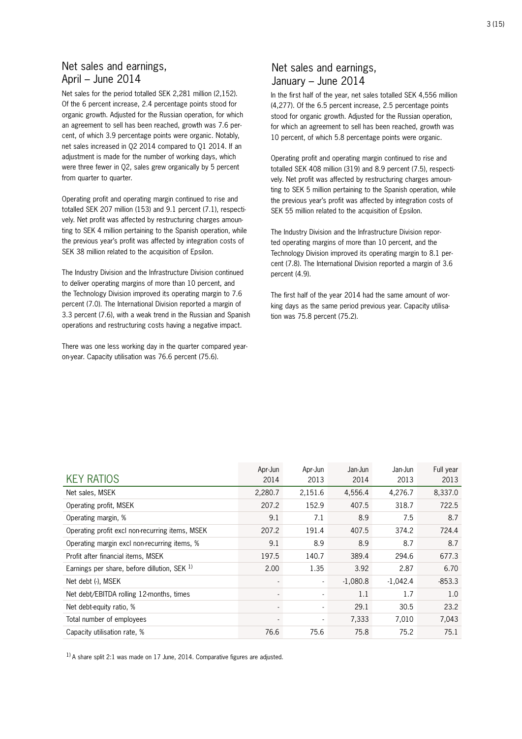## Net sales and earnings, April – June 2014

Net sales for the period totalled SEK 2,281 million (2,152). Of the 6 percent increase, 2.4 percentage points stood for organic growth. Adjusted for the Russian operation, for which an agreement to sell has been reached, growth was 7.6 percent, of which 3.9 percentage points were organic. Notably, net sales increased in Q2 2014 compared to Q1 2014. If an adjustment is made for the number of working days, which were three fewer in Q2, sales grew organically by 5 percent from quarter to quarter.

Operating profit and operating margin continued to rise and totalled SEK 207 million (153) and 9.1 percent (7.1), respectively. Net profit was affected by restructuring charges amounting to SEK 4 million pertaining to the Spanish operation, while the previous year's profit was affected by integration costs of SEK 38 million related to the acquisition of Epsilon.

The Industry Division and the Infrastructure Division continued to deliver operating margins of more than 10 percent, and the Technology Division improved its operating margin to 7.6 percent (7.0). The International Division reported a margin of 3.3 percent (7.6), with a weak trend in the Russian and Spanish operations and restructuring costs having a negative impact.

There was one less working day in the quarter compared year-on-year. Capacity utilisation was 76.6 percent (75.6).

## Net sales and earnings, January – June 2014

In the first half of the year, net sales totalled SEK 4,556 million (4,277). Of the 6.5 percent increase, 2.5 percentage points stood for organic growth. Adjusted for the Russian operation, for which an agreement to sell has been reached, growth was 10 percent, of which 5.8 percentage points were organic.

Operating profit and operating margin continued to rise and totalled SEK 408 million (319) and 8.9 percent (7.5), respectively. Net profit was affected by restructuring charges amounting to SEK 5 million pertaining to the Spanish operation, while the previous year's profit was affected by integration costs of SEK 55 million related to the acquisition of Epsilon.

The Industry Division and the Infrastructure Division reported operating margins of more than 10 percent, and the Technology Division improved its operating margin to 8.1 percent (7.8). The International Division reported a margin of 3.6 percent (4.9).

The first half of the year 2014 had the same amount of working days as the same period previous year. Capacity utilisation was 75.8 percent (75.2).

| KEY RATIOS | Apr-Jun 2014 | Apr-Jun 2013 | Jan-Jun 2014 | Jan-Jun 2013 | Full year 2013 |
|---|---|---|---|---|---|
| Net sales, MSEK | 2,280.7 | 2,151.6 | 4,556.4 | 4,276.7 | 8,337.0 |
| Operating profit, MSEK | 207.2 | 152.9 | 407.5 | 318.7 | 722.5 |
| Operating margin, % | 9.1 | 7.1 | 8.9 | 7.5 | 8.7 |
| Operating profit excl non-recurring items, MSEK | 207.2 | 191.4 | 407.5 | 374.2 | 724.4 |
| Operating margin excl non-recurring items, % | 9.1 | 8.9 | 8.9 | 8.7 | 8.7 |
| Profit after financial items, MSEK | 197.5 | 140.7 | 389.4 | 294.6 | 677.3 |
| Earnings per share, before dillution, SEK [1] | 2.00 | 1.35 | 3.92 | 2.87 | 6.70 |
| Net debt (-), MSEK | - | - | -1,080.8 | -1,042.4 | -853.3 |
| Net debt/EBITDA rolling 12-months, times | - | - | 1.1 | 1.7 | 1.0 |
| Net debt-equity ratio, % | - | - | 29.1 | 30.5 | 23.2 |
| Total number of employees | - | - | 7,333 | 7,010 | 7,043 |
| Capacity utilisation rate, % | 76.6 | 75.6 | 75.8 | 75.2 | 75.1 |

[1] A share split 2:1 was made on 17 June, 2014. Comparative figures are adjusted.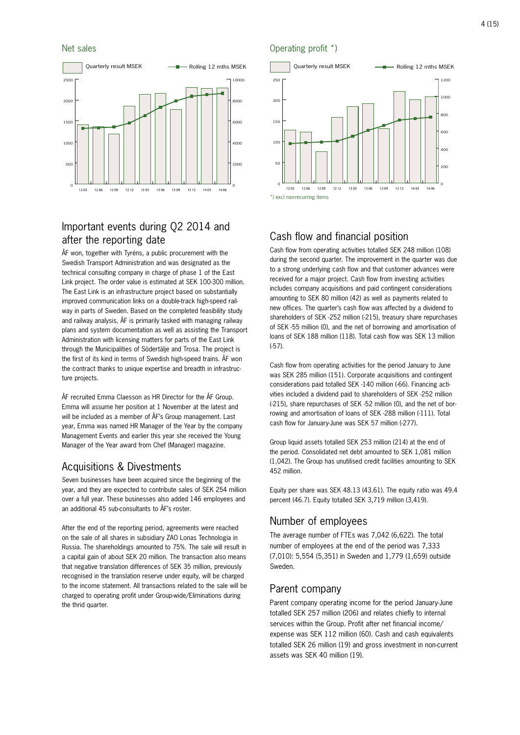Net sales

Quarterly result MSEK

Rolling 12 mths MSEK

2500
2000
1500
1000
500
0

10000
8000
6000
4000
2000
0

12 03 12 06 12 09 12 12 13 03 13 06 13 09 13 12 14 03 14 06

Operating profit *)

Quarterly result MSEK

Rolling 12 mths MSEK

250
200
150
100
50
0

1200
1000
800
600
400
200
0

12 03 12 06 12 09 12 12 13 03 13 06 13 09 13 12 14 03 14 06

*) excl non-recurring items

## Important events during Q2 2014 and after the reporting date

ÅF won, together with Tyréns, a public procurement with the Swedish Transport Administration and was designated as the technical consulting company in charge of phase 1 of the East Link project. The order value is estimated at SEK 100-300 million. The East Link is an infrastructure project based on substantially improved communication links on a double-track high-speed railway in parts of Sweden. Based on the completed feasibility study and railway analysis, ÅF is primarily tasked with managing railway plans and system documentation as well as assisting the Transport Administration with licensing matters for parts of the East Link through the Municipalities of Södertälje and Trosa. The project is the first of its kind in terms of Swedish high-speed trains. ÅF won the contract thanks to unique expertise and breadth in infrastructure projects.

ÅF recruited Emma Claesson as HR Director for the ÅF Group. Emma will assume her position at 1 November at the latest and will be included as a member of ÅF's Group management. Last year, Emma was named HR Manager of the Year by the company Management Events and earlier this year she received the Young Manager of the Year award from Chef (Manager) magazine.

## Acquisitions & Divestments

Seven businesses have been acquired since the beginning of the year, and they are expected to contribute sales of SEK 254 million over a full year. These businesses also added 146 employees and an additional 45 sub-consultants to ÅF's roster.

After the end of the reporting period, agreements were reached on the sale of all shares in subsidiary ZAO Lonas Technologia in Russia. The shareholdings amounted to 75%. The sale will result in a capital gain of about SEK 20 million. The transaction also means that negative translation differences of SEK 35 million, previously recognised in the translation reserve under equity, will be charged to the income statement. All transactions related to the sale will be charged to operating profit under Group-wide/Eliminations during the thrid quarter.

## Cash flow and financial position

Cash flow from operating activities totalled SEK 248 million (108) during the second quarter. The improvement in the quarter was due to a strong underlying cash flow and that customer advances were received for a major project. Cash flow from investing activities includes company acquisitions and paid contingent considerations amounting to SEK 80 million (42) as well as payments related to new offices. The quarter's cash flow was affected by a dividend to shareholders of SEK -252 million (-215), treasury share repurchases of SEK -55 million (0), and the net of borrowing and amortisation of loans of SEK 188 million (118). Total cash flow was SEK 13 million (-57).

Cash flow from operating activities for the period January to June was SEK 285 million (151). Corporate acquisitions and contingent considerations paid totalled SEK -140 million (-66). Financing activities included a dividend paid to shareholders of SEK -252 million (-215), share repurchases of SEK -52 million (0), and the net of borrowing and amortisation of loans of SEK -288 million (-111). Total cash flow for January-June was SEK 57 million (-277).

Group liquid assets totalled SEK 253 million (214) at the end of the period. Consolidated net debt amounted to SEK 1,081 million (1,042). The Group has unutilised credit facilities amounting to SEK 452 million.

Equity per share was SEK 48.13 (43.61). The equity ratio was 49.4 percent (46.7). Equity totalled SEK 3,719 million (3,419).

## Number of employees

The average number of FTEs was 7,042 (6,622). The total number of employees at the end of the period was 7,333 (7,010): 5,554 (5,351) in Sweden and 1,779 (1,659) outside Sweden.

## Parent company

Parent company operating income for the period January-June totalled SEK 257 million (206) and relates chiefly to internal services within the Group. Profit after net financial income/expense was SEK 112 million (60). Cash and cash equivalents totalled SEK 26 million (19) and gross investment in non-current assets was SEK 40 million (19).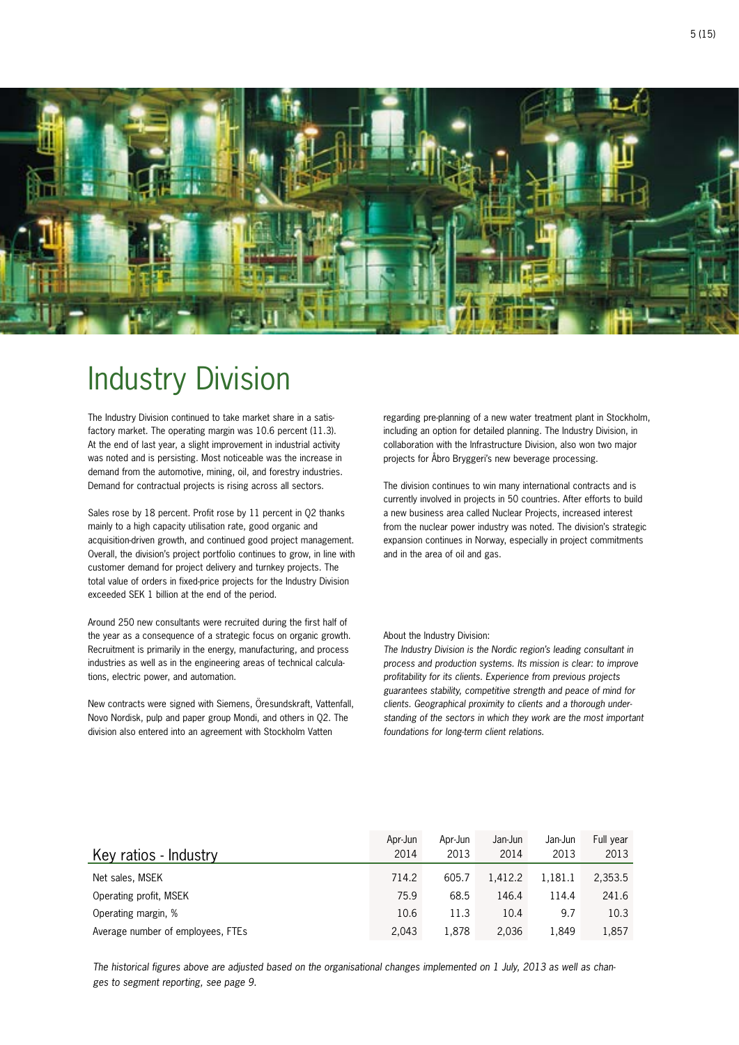# Industry Division

The Industry Division continued to take market share in a satisfactory market. The operating margin was 10.6 percent (11.3). At the end of last year, a slight improvement in industrial activity was noted and is persisting. Most noticeable was the increase in demand from the automotive, mining, oil, and forestry industries. Demand for contractual projects is rising across all sectors.

Sales rose by 18 percent. Profit rose by 11 percent in Q2 thanks mainly to a high capacity utilisation rate, good organic and acquisition-driven growth, and continued good project management. Overall, the division's project portfolio continues to grow, in line with customer demand for project delivery and turnkey projects. The total value of orders in fixed-price projects for the Industry Division exceeded SEK 1 billion at the end of the period.

Around 250 new consultants were recruited during the first half of the year as a consequence of a strategic focus on organic growth. Recruitment is primarily in the energy, manufacturing, and process industries as well as in the engineering areas of technical calculations, electric power, and automation.

New contracts were signed with Siemens, Öresundskraft, Vattenfall, Novo Nordisk, pulp and paper group Mondi, and others in Q2. The division also entered into an agreement with Stockholm Vatten regarding pre-planning of a new water treatment plant in Stockholm, including an option for detailed planning. The Industry Division, in collaboration with the Infrastructure Division, also won two major projects for Åbro Bryggeri's new beverage processing.

The division continues to win many international contracts and is currently involved in projects in 50 countries. After efforts to build a new business area called Nuclear Projects, increased interest from the nuclear power industry was noted. The division's strategic expansion continues in Norway, especially in project commitments and in the area of oil and gas.

About the Industry Division:

*The Industry Division is the Nordic region's leading consultant in process and production systems. Its mission is clear: to improve profitability for its clients. Experience from previous projects guarantees stability, competitive strength and peace of mind for clients. Geographical proximity to clients and a thorough understanding of the sectors in which they work are the most important foundations for long-term client relations.*

| Key ratios - Industry | Apr-Jun 2014 | Apr-Jun 2013 | Jan-Jun 2014 | Jan-Jun 2013 | Full year 2013 |
|---|---|---|---|---|---|
| Net sales, MSEK | 714.2 | 605.7 | 1,412.2 | 1,181.1 | 2,353.5 |
| Operating profit, MSEK | 75.9 | 68.5 | 146.4 | 114.4 | 241.6 |
| Operating margin, % | 10.6 | 11.3 | 10.4 | 9.7 | 10.3 |
| Average number of employees, FTEs | 2,043 | 1,878 | 2,036 | 1,849 | 1,857 |

*The historical figures above are adjusted based on the organisational changes implemented on 1 July, 2013 as well as changes to segment reporting, see page 9.*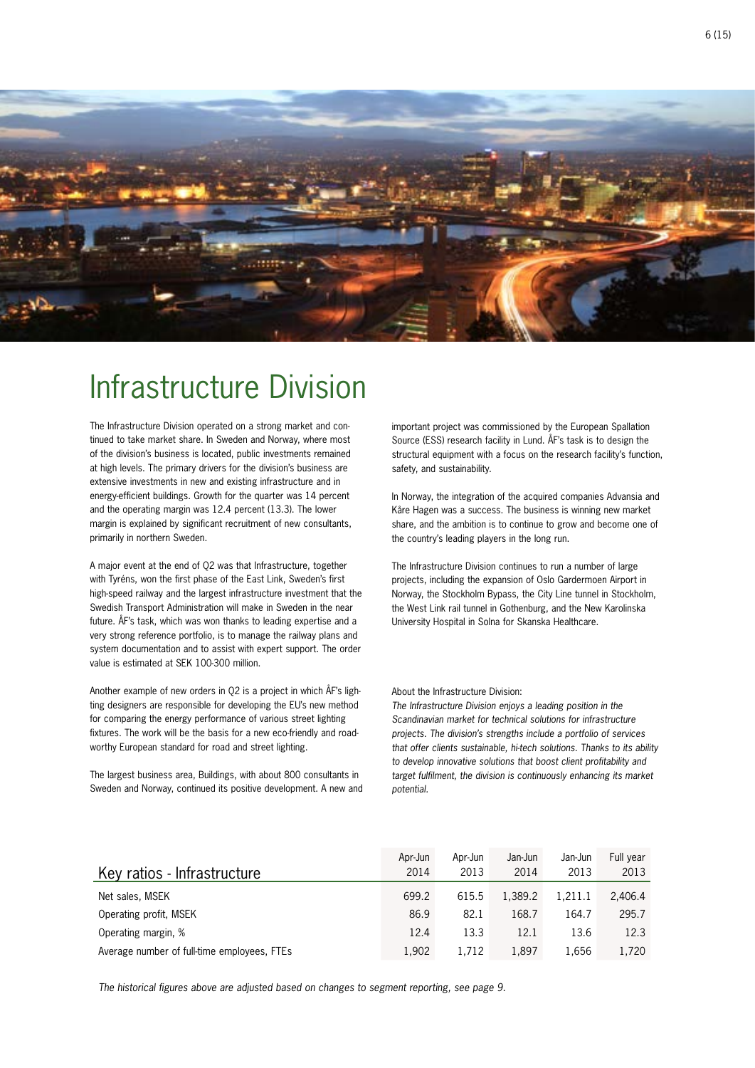# Infrastructure Division

The Infrastructure Division operated on a strong market and continued to take market share. In Sweden and Norway, where most of the division's business is located, public investments remained at high levels. The primary drivers for the division's business are extensive investments in new and existing infrastructure and in energy-efficient buildings. Growth for the quarter was 14 percent and the operating margin was 12.4 percent (13.3). The lower margin is explained by significant recruitment of new consultants, primarily in northern Sweden.

A major event at the end of Q2 was that Infrastructure, together with Tyréns, won the first phase of the East Link, Sweden's first high-speed railway and the largest infrastructure investment that the Swedish Transport Administration will make in Sweden in the near future. ÅF's task, which was won thanks to leading expertise and a very strong reference portfolio, is to manage the railway plans and system documentation and to assist with expert support. The order value is estimated at SEK 100-300 million.

Another example of new orders in Q2 is a project in which ÅF's lighting designers are responsible for developing the EU's new method for comparing the energy performance of various street lighting fixtures. The work will be the basis for a new eco-friendly and roadworthy European standard for road and street lighting.

The largest business area, Buildings, with about 800 consultants in Sweden and Norway, continued its positive development. A new and important project was commissioned by the European Spallation Source (ESS) research facility in Lund. ÅF's task is to design the structural equipment with a focus on the research facility's function, safety, and sustainability.

In Norway, the integration of the acquired companies Advansia and Kåre Hagen was a success. The business is winning new market share, and the ambition is to continue to grow and become one of the country's leading players in the long run.

The Infrastructure Division continues to run a number of large projects, including the expansion of Oslo Gardermoen Airport in Norway, the Stockholm Bypass, the City Line tunnel in Stockholm, the West Link rail tunnel in Gothenburg, and the New Karolinska University Hospital in Solna for Skanska Healthcare.

About the Infrastructure Division:

*The Infrastructure Division enjoys a leading position in the Scandinavian market for technical solutions for infrastructure projects. The division's strengths include a portfolio of services that offer clients sustainable, hi-tech solutions. Thanks to its ability to develop innovative solutions that boost client profitability and target fulfilment, the division is continuously enhancing its market potential.*

| Key ratios - Infrastructure | Apr-Jun 2014 | Apr-Jun 2013 | Jan-Jun 2014 | Jan-Jun 2013 | Full year 2013 |
|---|---|---|---|---|---|
| Net sales, MSEK | 699.2 | 615.5 | 1,389.2 | 1,211.1 | 2,406.4 |
| Operating profit, MSEK | 86.9 | 82.1 | 168.7 | 164.7 | 295.7 |
| Operating margin, % | 12.4 | 13.3 | 12.1 | 13.6 | 12.3 |
| Average number of full-time employees, FTEs | 1,902 | 1,712 | 1,897 | 1,656 | 1,720 |

*The historical figures above are adjusted based on changes to segment reporting, see page 9.*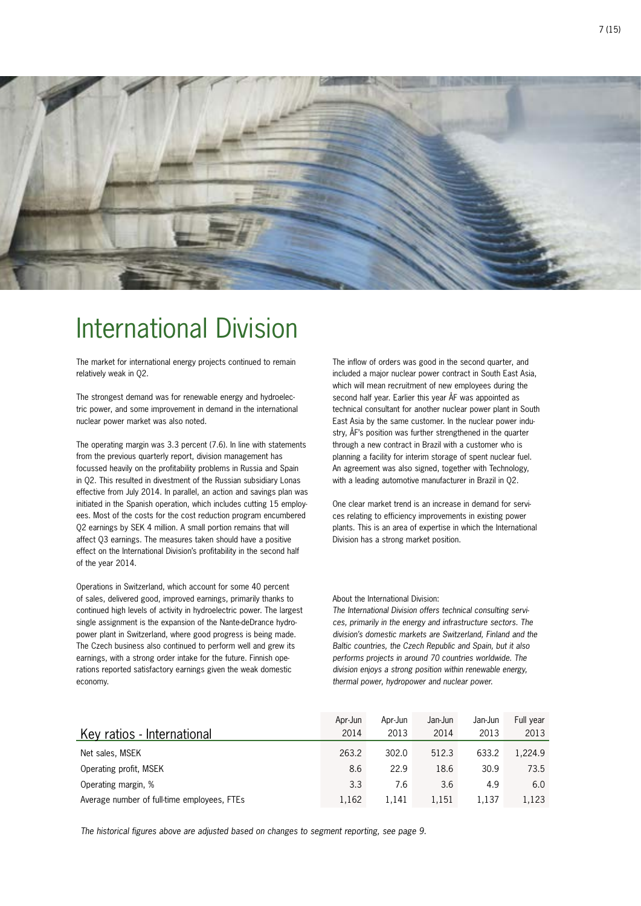# International Division

The market for international energy projects continued to remain relatively weak in Q2.

The strongest demand was for renewable energy and hydroelectric power, and some improvement in demand in the international nuclear power market was also noted.

The operating margin was 3.3 percent (7.6). In line with statements from the previous quarterly report, division management has focussed heavily on the profitability problems in Russia and Spain in Q2. This resulted in divestment of the Russian subsidiary Lonas effective from July 2014. In parallel, an action and savings plan was initiated in the Spanish operation, which includes cutting 15 employees. Most of the costs for the cost reduction program encumbered Q2 earnings by SEK 4 million. A small portion remains that will affect Q3 earnings. The measures taken should have a positive effect on the International Division's profitability in the second half of the year 2014.

Operations in Switzerland, which account for some 40 percent of sales, delivered good, improved earnings, primarily thanks to continued high levels of activity in hydroelectric power. The largest single assignment is the expansion of the Nante-deDrance hydropower plant in Switzerland, where good progress is being made. The Czech business also continued to perform well and grew its earnings, with a strong order intake for the future. Finnish operations reported satisfactory earnings given the weak domestic economy.

The inflow of orders was good in the second quarter, and included a major nuclear power contract in South East Asia, which will mean recruitment of new employees during the second half year. Earlier this year ÅF was appointed as technical consultant for another nuclear power plant in South East Asia by the same customer. In the nuclear power industry, ÅF's position was further strengthened in the quarter through a new contract in Brazil with a customer who is planning a facility for interim storage of spent nuclear fuel. An agreement was also signed, together with Technology, with a leading automotive manufacturer in Brazil in Q2.

One clear market trend is an increase in demand for services relating to efficiency improvements in existing power plants. This is an area of expertise in which the International Division has a strong market position.

About the International Division:

*The International Division offers technical consulting services, primarily in the energy and infrastructure sectors. The division's domestic markets are Switzerland, Finland and the Baltic countries, the Czech Republic and Spain, but it also performs projects in around 70 countries worldwide. The division enjoys a strong position within renewable energy, thermal power, hydropower and nuclear power.*

| Key ratios - International | Apr-Jun 2014 | Apr-Jun 2013 | Jan-Jun 2014 | Jan-Jun 2013 | Full year 2013 |
|---|---|---|---|---|---|
| Net sales, MSEK | 263.2 | 302.0 | 512.3 | 633.2 | 1,224.9 |
| Operating profit, MSEK | 8.6 | 22.9 | 18.6 | 30.9 | 73.5 |
| Operating margin, % | 3.3 | 7.6 | 3.6 | 4.9 | 6.0 |
| Average number of full-time employees, FTEs | 1,162 | 1,141 | 1,151 | 1,137 | 1,123 |

*The historical figures above are adjusted based on changes to segment reporting, see page 9.*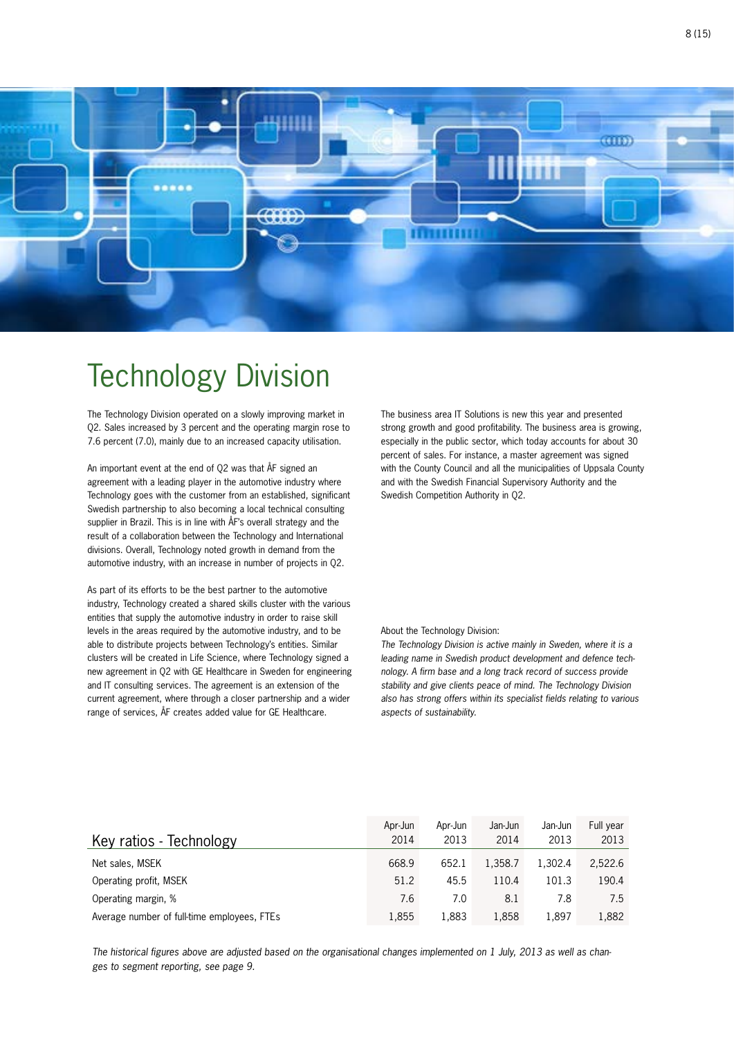# Technology Division

The Technology Division operated on a slowly improving market in Q2. Sales increased by 3 percent and the operating margin rose to 7.6 percent (7.0), mainly due to an increased capacity utilisation.

An important event at the end of Q2 was that ÅF signed an agreement with a leading player in the automotive industry where Technology goes with the customer from an established, significant Swedish partnership to also becoming a local technical consulting supplier in Brazil. This is in line with ÅF's overall strategy and the result of a collaboration between the Technology and International divisions. Overall, Technology noted growth in demand from the automotive industry, with an increase in number of projects in Q2.

As part of its efforts to be the best partner to the automotive industry, Technology created a shared skills cluster with the various entities that supply the automotive industry in order to raise skill levels in the areas required by the automotive industry, and to be able to distribute projects between Technology's entities. Similar clusters will be created in Life Science, where Technology signed a new agreement in Q2 with GE Healthcare in Sweden for engineering and IT consulting services. The agreement is an extension of the current agreement, where through a closer partnership and a wider range of services, ÅF creates added value for GE Healthcare.

The business area IT Solutions is new this year and presented strong growth and good profitability. The business area is growing, especially in the public sector, which today accounts for about 30 percent of sales. For instance, a master agreement was signed with the County Council and all the municipalities of Uppsala County and with the Swedish Financial Supervisory Authority and the Swedish Competition Authority in Q2.

About the Technology Division:

*The Technology Division is active mainly in Sweden, where it is a leading name in Swedish product development and defence technology. A firm base and a long track record of success provide stability and give clients peace of mind. The Technology Division also has strong offers within its specialist fields relating to various aspects of sustainability.*

| Key ratios - Technology | Apr-Jun 2014 | Apr-Jun 2013 | Jan-Jun 2014 | Jan-Jun 2013 | Full year 2013 |
|---|---|---|---|---|---|
| Net sales, MSEK | 668.9 | 652.1 | 1,358.7 | 1,302.4 | 2,522.6 |
| Operating profit, MSEK | 51.2 | 45.5 | 110.4 | 101.3 | 190.4 |
| Operating margin, % | 7.6 | 7.0 | 8.1 | 7.8 | 7.5 |
| Average number of full-time employees, FTEs | 1,855 | 1,883 | 1,858 | 1,897 | 1,882 |

*The historical figures above are adjusted based on the organisational changes implemented on 1 July, 2013 as well as changes to segment reporting, see page 9.*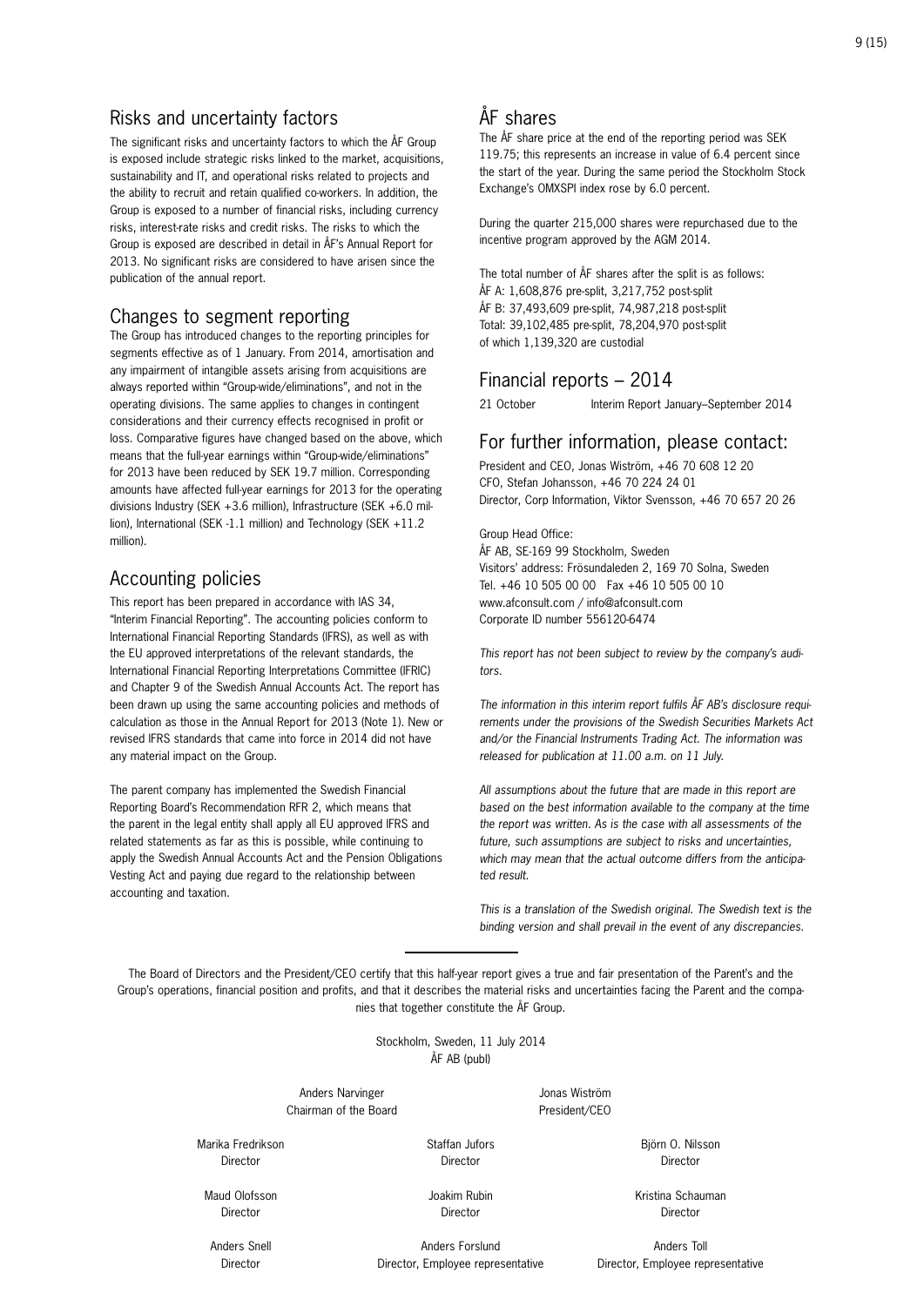## Risks and uncertainty factors

The significant risks and uncertainty factors to which the ÅF Group is exposed include strategic risks linked to the market, acquisitions, sustainability and IT, and operational risks related to projects and the ability to recruit and retain qualified co-workers. In addition, the Group is exposed to a number of financial risks, including currency risks, interest-rate risks and credit risks. The risks to which the Group is exposed are described in detail in ÅF's Annual Report for 2013. No significant risks are considered to have arisen since the publication of the annual report.

## Changes to segment reporting

The Group has introduced changes to the reporting principles for segments effective as of 1 January. From 2014, amortisation and any impairment of intangible assets arising from acquisitions are always reported within "Group-wide/eliminations", and not in the operating divisions. The same applies to changes in contingent considerations and their currency effects recognised in profit or loss. Comparative figures have changed based on the above, which means that the full-year earnings within "Group-wide/eliminations" for 2013 have been reduced by SEK 19.7 million. Corresponding amounts have affected full-year earnings for 2013 for the operating divisions Industry (SEK +3.6 million), Infrastructure (SEK +6.0 million), International (SEK -1.1 million) and Technology (SEK +11.2 million).

## Accounting policies

This report has been prepared in accordance with IAS 34, "Interim Financial Reporting". The accounting policies conform to International Financial Reporting Standards (IFRS), as well as with the EU approved interpretations of the relevant standards, the International Financial Reporting Interpretations Committee (IFRIC) and Chapter 9 of the Swedish Annual Accounts Act. The report has been drawn up using the same accounting policies and methods of calculation as those in the Annual Report for 2013 (Note 1). New or revised IFRS standards that came into force in 2014 did not have any material impact on the Group.

The parent company has implemented the Swedish Financial Reporting Board's Recommendation RFR 2, which means that the parent in the legal entity shall apply all EU approved IFRS and related statements as far as this is possible, while continuing to apply the Swedish Annual Accounts Act and the Pension Obligations Vesting Act and paying due regard to the relationship between accounting and taxation.

## ÅF shares

The ÅF share price at the end of the reporting period was SEK 119.75; this represents an increase in value of 6.4 percent since the start of the year. During the same period the Stockholm Stock Exchange's OMXSPI index rose by 6.0 percent.

During the quarter 215,000 shares were repurchased due to the incentive program approved by the AGM 2014.

The total number of ÅF shares after the split is as follows:
ÅF A: 1,608,876 pre-split, 3,217,752 post-split
ÅF B: 37,493,609 pre-split, 74,987,218 post-split
Total: 39,102,485 pre-split, 78,204,970 post-split
of which 1,139,320 are custodial

## Financial reports – 2014

21 October Interim Report January–September 2014

## For further information, please contact:

President and CEO, Jonas Wiström, +46 70 608 12 20
CFO, Stefan Johansson, +46 70 224 24 01
Director, Corp Information, Viktor Svensson, +46 70 657 20 26

Group Head Office:
ÅF AB, SE-169 99 Stockholm, Sweden
Visitors' address: Frösundaleden 2, 169 70 Solna, Sweden
Tel. +46 10 505 00 00 Fax +46 10 505 00 10
www.afconsult.com / info@afconsult.com
Corporate ID number 556120-6474

*This report has not been subject to review by the company's auditors.*

*The information in this interim report fulfils ÅF AB's disclosure requirements under the provisions of the Swedish Securities Markets Act and/or the Financial Instruments Trading Act. The information was released for publication at 11.00 a.m. on 11 July.*

*All assumptions about the future that are made in this report are based on the best information available to the company at the time the report was written. As is the case with all assessments of the future, such assumptions are subject to risks and uncertainties, which may mean that the actual outcome differs from the anticipated result.*

*This is a translation of the Swedish original. The Swedish text is the binding version and shall prevail in the event of any discrepancies.*

---

The Board of Directors and the President/CEO certify that this half-year report gives a true and fair presentation of the Parent's and the Group's operations, financial position and profits, and that it describes the material risks and uncertainties facing the Parent and the companies that together constitute the ÅF Group.

Stockholm, Sweden, 11 July 2014
ÅF AB (publ)

Anders Narvinger
Chairman of the Board

Jonas Wiström
President/CEO

Marika Fredrikson
Director

Staffan Jufors
Director

Björn O. Nilsson
Director

Maud Olofsson
Director

Joakim Rubin
Director

Kristina Schauman
Director

Anders Snell
Director

Anders Forslund
Director, Employee representative

Anders Toll
Director, Employee representative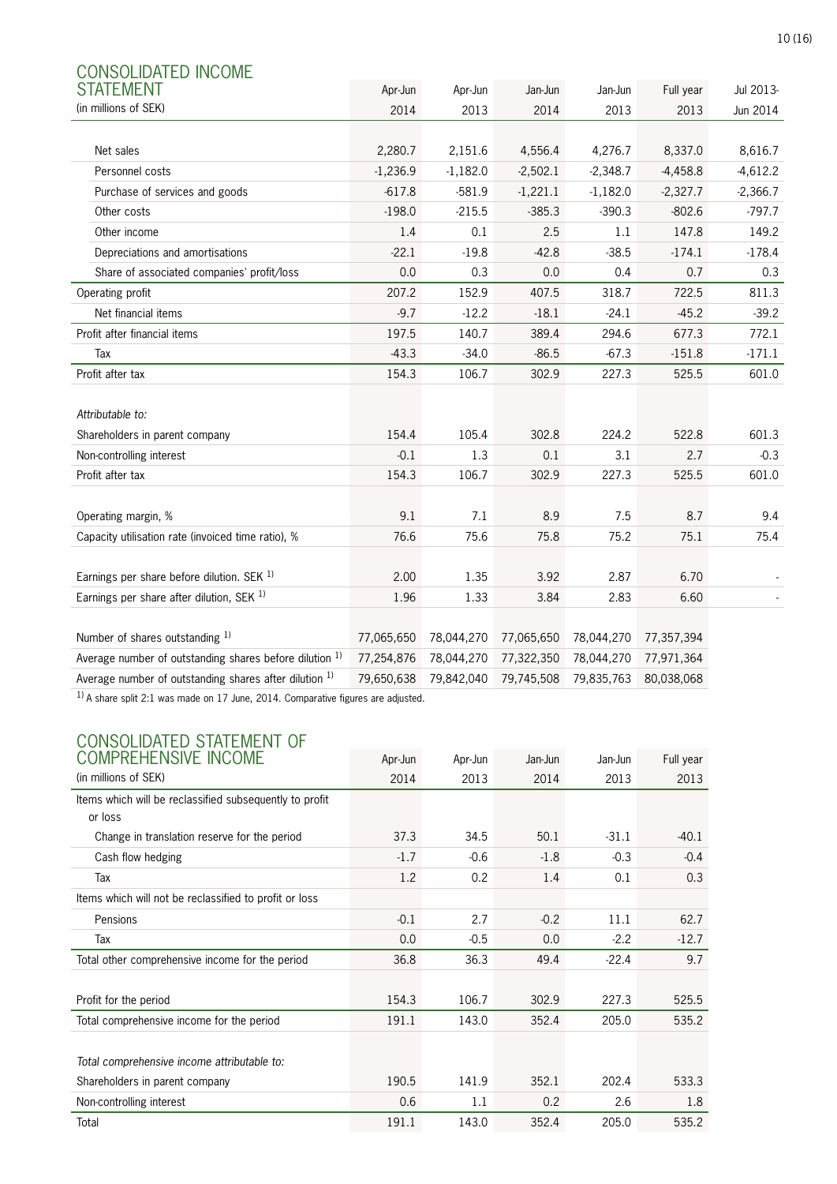## CONSOLIDATED INCOME STATEMENT

| (in millions of SEK) | Apr-Jun 2014 | Apr-Jun 2013 | Jan-Jun 2014 | Jan-Jun 2013 | Full year 2013 | Jul 2013-Jun 2014 |
|---|---|---|---|---|---|---|
| Net sales | 2,280.7 | 2,151.6 | 4,556.4 | 4,276.7 | 8,337.0 | 8,616.7 |
| Personnel costs | -1,236.9 | -1,182.0 | -2,502.1 | -2,348.7 | -4,458.8 | -4,612.2 |
| Purchase of services and goods | -617.8 | -581.9 | -1,221.1 | -1,182.0 | -2,327.7 | -2,366.7 |
| Other costs | -198.0 | -215.5 | -385.3 | -390.3 | -802.6 | -797.7 |
| Other income | 1.4 | 0.1 | 2.5 | 1.1 | 147.8 | 149.2 |
| Depreciations and amortisations | -22.1 | -19.8 | -42.8 | -38.5 | -174.1 | -178.4 |
| Share of associated companies' profit/loss | 0.0 | 0.3 | 0.0 | 0.4 | 0.7 | 0.3 |
| Operating profit | 207.2 | 152.9 | 407.5 | 318.7 | 722.5 | 811.3 |
| Net financial items | -9.7 | -12.2 | -18.1 | -24.1 | -45.2 | -39.2 |
| Profit after financial items | 197.5 | 140.7 | 389.4 | 294.6 | 677.3 | 772.1 |
| Tax | -43.3 | -34.0 | -86.5 | -67.3 | -151.8 | -171.1 |
| Profit after tax | 154.3 | 106.7 | 302.9 | 227.3 | 525.5 | 601.0 |
| | | | | | | |
| *Attributable to:* | | | | | | |
| Shareholders in parent company | 154.4 | 105.4 | 302.8 | 224.2 | 522.8 | 601.3 |
| Non-controlling interest | -0.1 | 1.3 | 0.1 | 3.1 | 2.7 | -0.3 |
| Profit after tax | 154.3 | 106.7 | 302.9 | 227.3 | 525.5 | 601.0 |
| | | | | | | |
| Operating margin, % | 9.1 | 7.1 | 8.9 | 7.5 | 8.7 | 9.4 |
| Capacity utilisation rate (invoiced time ratio), % | 76.6 | 75.6 | 75.8 | 75.2 | 75.1 | 75.4 |
| | | | | | | |
| Earnings per share before dilution. SEK [1] | 2.00 | 1.35 | 3.92 | 2.87 | 6.70 | - |
| Earnings per share after dilution, SEK [1] | 1.96 | 1.33 | 3.84 | 2.83 | 6.60 | - |
| | | | | | | |
| Number of shares outstanding [1] | 77,065,650 | 78,044,270 | 77,065,650 | 78,044,270 | 77,357,394 | |
| Average number of outstanding shares before dilution [1] | 77,254,876 | 78,044,270 | 77,322,350 | 78,044,270 | 77,971,364 | |
| Average number of outstanding shares after dilution [1] | 79,650,638 | 79,842,040 | 79,745,508 | 79,835,763 | 80,038,068 | |

[1] A share split 2:1 was made on 17 June, 2014. Comparative figures are adjusted.

## CONSOLIDATED STATEMENT OF COMPREHENSIVE INCOME

| (in millions of SEK) | Apr-Jun 2014 | Apr-Jun 2013 | Jan-Jun 2014 | Jan-Jun 2013 | Full year 2013 |
|---|---|---|---|---|---|
| Items which will be reclassified subsequently to profit or loss | | | | | |
| Change in translation reserve for the period | 37.3 | 34.5 | 50.1 | -31.1 | -40.1 |
| Cash flow hedging | -1.7 | -0.6 | -1.8 | -0.3 | -0.4 |
| Tax | 1.2 | 0.2 | 1.4 | 0.1 | 0.3 |
| Items which will not be reclassified to profit or loss | | | | | |
| Pensions | -0.1 | 2.7 | -0.2 | 11.1 | 62.7 |
| Tax | 0.0 | -0.5 | 0.0 | -2.2 | -12.7 |
| Total other comprehensive income for the period | 36.8 | 36.3 | 49.4 | -22.4 | 9.7 |
| | | | | | |
| Profit for the period | 154.3 | 106.7 | 302.9 | 227.3 | 525.5 |
| Total comprehensive income for the period | 191.1 | 143.0 | 352.4 | 205.0 | 535.2 |
| | | | | | |
| *Total comprehensive income attributable to:* | | | | | |
| Shareholders in parent company | 190.5 | 141.9 | 352.1 | 202.4 | 533.3 |
| Non-controlling interest | 0.6 | 1.1 | 0.2 | 2.6 | 1.8 |
| Total | 191.1 | 143.0 | 352.4 | 205.0 | 535.2 |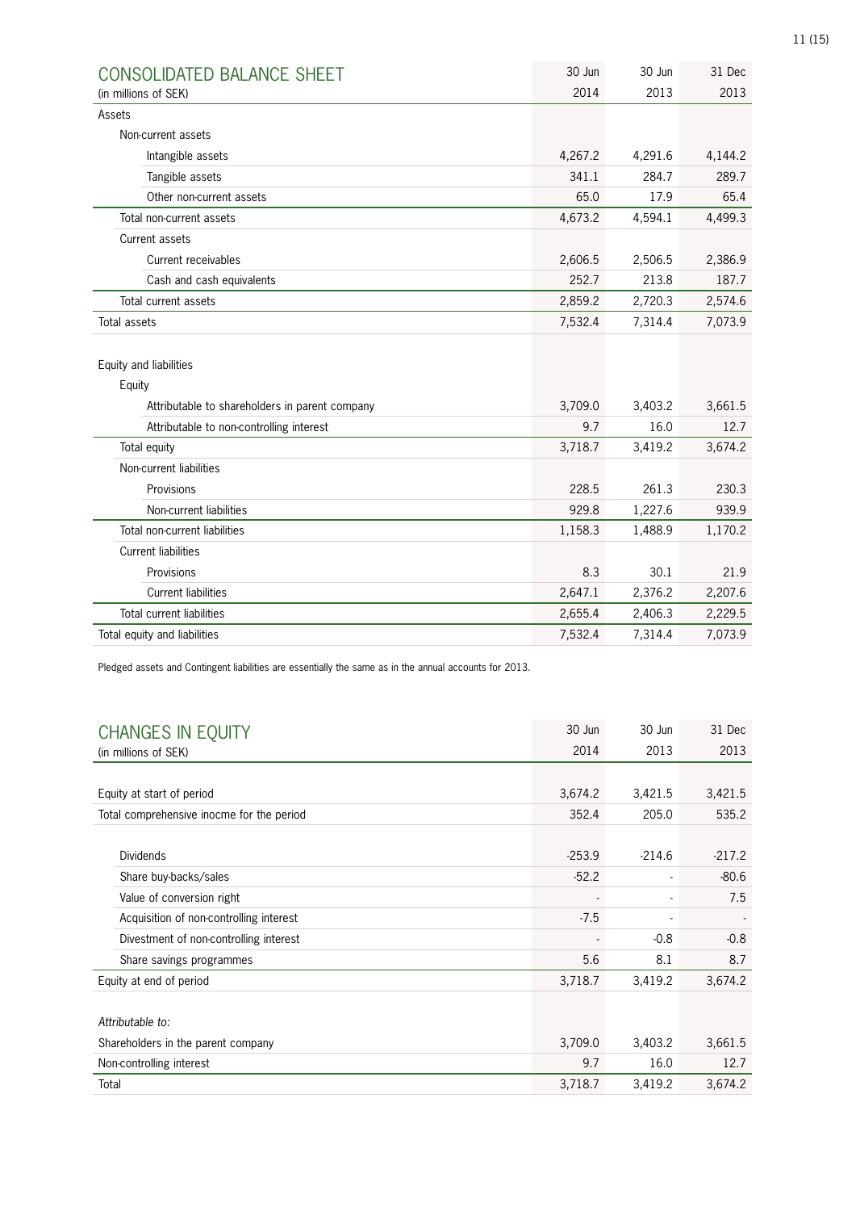## CONSOLIDATED BALANCE SHEET

(in millions of SEK)

| | 30 Jun 2014 | 30 Jun 2013 | 31 Dec 2013 |
|---|---|---|---|
| **Assets** | | | |
| Non-current assets | | | |
| Intangible assets | 4,267.2 | 4,291.6 | 4,144.2 |
| Tangible assets | 341.1 | 284.7 | 289.7 |
| Other non-current assets | 65.0 | 17.9 | 65.4 |
| Total non-current assets | 4,673.2 | 4,594.1 | 4,499.3 |
| Current assets | | | |
| Current receivables | 2,606.5 | 2,506.5 | 2,386.9 |
| Cash and cash equivalents | 252.7 | 213.8 | 187.7 |
| Total current assets | 2,859.2 | 2,720.3 | 2,574.6 |
| Total assets | 7,532.4 | 7,314.4 | 7,073.9 |
| | | | |
| **Equity and liabilities** | | | |
| Equity | | | |
| Attributable to shareholders in parent company | 3,709.0 | 3,403.2 | 3,661.5 |
| Attributable to non-controlling interest | 9.7 | 16.0 | 12.7 |
| Total equity | 3,718.7 | 3,419.2 | 3,674.2 |
| Non-current liabilities | | | |
| Provisions | 228.5 | 261.3 | 230.3 |
| Non-current liabilities | 929.8 | 1,227.6 | 939.9 |
| Total non-current liabilities | 1,158.3 | 1,488.9 | 1,170.2 |
| Current liabilities | | | |
| Provisions | 8.3 | 30.1 | 21.9 |
| Current liabilities | 2,647.1 | 2,376.2 | 2,207.6 |
| Total current liabilities | 2,655.4 | 2,406.3 | 2,229.5 |
| Total equity and liabilities | 7,532.4 | 7,314.4 | 7,073.9 |

Pledged assets and Contingent liabilities are essentially the same as in the annual accounts for 2013.

## CHANGES IN EQUITY

(in millions of SEK)

| | 30 Jun 2014 | 30 Jun 2013 | 31 Dec 2013 |
|---|---|---|---|
| Equity at start of period | 3,674.2 | 3,421.5 | 3,421.5 |
| Total comprehensive inocme for the period | 352.4 | 205.0 | 535.2 |
| | | | |
| Dividends | -253.9 | -214.6 | -217.2 |
| Share buy-backs/sales | -52.2 | - | -80.6 |
| Value of conversion right | - | - | 7.5 |
| Acquisition of non-controlling interest | -7.5 | - | - |
| Divestment of non-controlling interest | - | -0.8 | -0.8 |
| Share savings programmes | 5.6 | 8.1 | 8.7 |
| Equity at end of period | 3,718.7 | 3,419.2 | 3,674.2 |
| | | | |
| *Attributable to:* | | | |
| Shareholders in the parent company | 3,709.0 | 3,403.2 | 3,661.5 |
| Non-controlling interest | 9.7 | 16.0 | 12.7 |
| Total | 3,718.7 | 3,419.2 | 3,674.2 |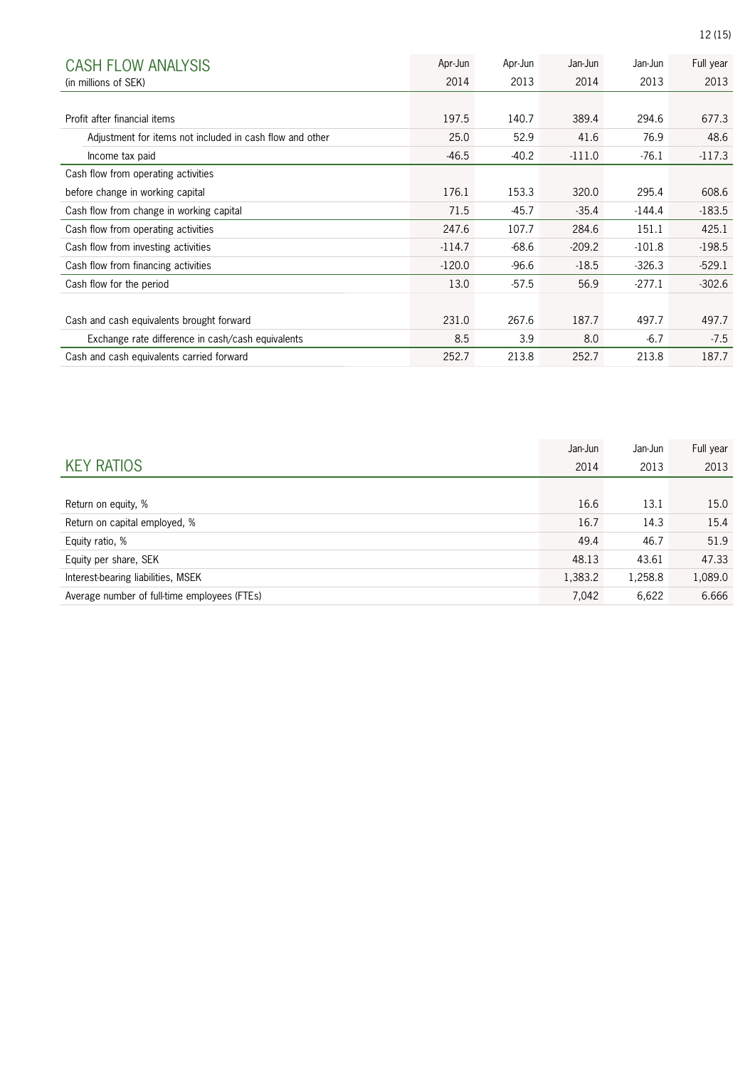## CASH FLOW ANALYSIS

| (in millions of SEK) | Apr-Jun 2014 | Apr-Jun 2013 | Jan-Jun 2014 | Jan-Jun 2013 | Full year 2013 |
|---|---|---|---|---|---|
| Profit after financial items | 197.5 | 140.7 | 389.4 | 294.6 | 677.3 |
| Adjustment for items not included in cash flow and other | 25.0 | 52.9 | 41.6 | 76.9 | 48.6 |
| Income tax paid | -46.5 | -40.2 | -111.0 | -76.1 | -117.3 |
| Cash flow from operating activities before change in working capital | 176.1 | 153.3 | 320.0 | 295.4 | 608.6 |
| Cash flow from change in working capital | 71.5 | -45.7 | -35.4 | -144.4 | -183.5 |
| Cash flow from operating activities | 247.6 | 107.7 | 284.6 | 151.1 | 425.1 |
| Cash flow from investing activities | -114.7 | -68.6 | -209.2 | -101.8 | -198.5 |
| Cash flow from financing activities | -120.0 | -96.6 | -18.5 | -326.3 | -529.1 |
| Cash flow for the period | 13.0 | -57.5 | 56.9 | -277.1 | -302.6 |
| Cash and cash equivalents brought forward | 231.0 | 267.6 | 187.7 | 497.7 | 497.7 |
| Exchange rate difference in cash/cash equivalents | 8.5 | 3.9 | 8.0 | -6.7 | -7.5 |
| Cash and cash equivalents carried forward | 252.7 | 213.8 | 252.7 | 213.8 | 187.7 |

## KEY RATIOS

| | Jan-Jun 2014 | Jan-Jun 2013 | Full year 2013 |
|---|---|---|---|
| Return on equity, % | 16.6 | 13.1 | 15.0 |
| Return on capital employed, % | 16.7 | 14.3 | 15.4 |
| Equity ratio, % | 49.4 | 46.7 | 51.9 |
| Equity per share, SEK | 48.13 | 43.61 | 47.33 |
| Interest-bearing liabilities, MSEK | 1,383.2 | 1,258.8 | 1,089.0 |
| Average number of full-time employees (FTEs) | 7,042 | 6,622 | 6.666 |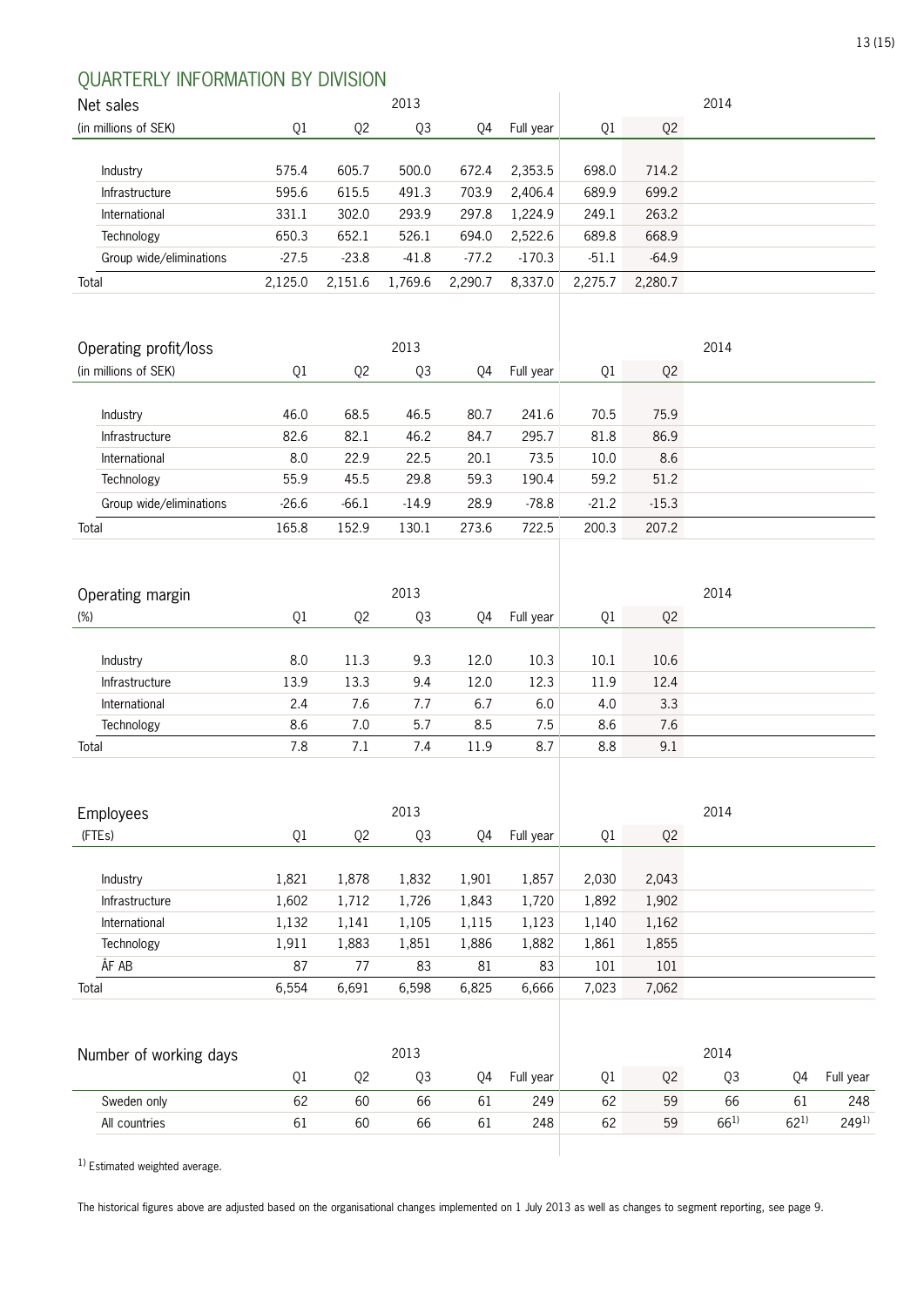## QUARTERLY INFORMATION BY DIVISION

| Net sales (in millions of SEK) | 2013 Q1 | 2013 Q2 | 2013 Q3 | 2013 Q4 | 2013 Full year | 2014 Q1 | 2014 Q2 |
|---|---|---|---|---|---|---|---|
| Industry | 575.4 | 605.7 | 500.0 | 672.4 | 2,353.5 | 698.0 | 714.2 |
| Infrastructure | 595.6 | 615.5 | 491.3 | 703.9 | 2,406.4 | 689.9 | 699.2 |
| International | 331.1 | 302.0 | 293.9 | 297.8 | 1,224.9 | 249.1 | 263.2 |
| Technology | 650.3 | 652.1 | 526.1 | 694.0 | 2,522.6 | 689.8 | 668.9 |
| Group wide/eliminations | -27.5 | -23.8 | -41.8 | -77.2 | -170.3 | -51.1 | -64.9 |
| Total | 2,125.0 | 2,151.6 | 1,769.6 | 2,290.7 | 8,337.0 | 2,275.7 | 2,280.7 |

| Operating profit/loss (in millions of SEK) | 2013 Q1 | 2013 Q2 | 2013 Q3 | 2013 Q4 | 2013 Full year | 2014 Q1 | 2014 Q2 |
|---|---|---|---|---|---|---|---|
| Industry | 46.0 | 68.5 | 46.5 | 80.7 | 241.6 | 70.5 | 75.9 |
| Infrastructure | 82.6 | 82.1 | 46.2 | 84.7 | 295.7 | 81.8 | 86.9 |
| International | 8.0 | 22.9 | 22.5 | 20.1 | 73.5 | 10.0 | 8.6 |
| Technology | 55.9 | 45.5 | 29.8 | 59.3 | 190.4 | 59.2 | 51.2 |
| Group wide/eliminations | -26.6 | -66.1 | -14.9 | 28.9 | -78.8 | -21.2 | -15.3 |
| Total | 165.8 | 152.9 | 130.1 | 273.6 | 722.5 | 200.3 | 207.2 |

| Operating margin (%) | 2013 Q1 | 2013 Q2 | 2013 Q3 | 2013 Q4 | 2013 Full year | 2014 Q1 | 2014 Q2 |
|---|---|---|---|---|---|---|---|
| Industry | 8.0 | 11.3 | 9.3 | 12.0 | 10.3 | 10.1 | 10.6 |
| Infrastructure | 13.9 | 13.3 | 9.4 | 12.0 | 12.3 | 11.9 | 12.4 |
| International | 2.4 | 7.6 | 7.7 | 6.7 | 6.0 | 4.0 | 3.3 |
| Technology | 8.6 | 7.0 | 5.7 | 8.5 | 7.5 | 8.6 | 7.6 |
| Total | 7.8 | 7.1 | 7.4 | 11.9 | 8.7 | 8.8 | 9.1 |

| Employees (FTEs) | 2013 Q1 | 2013 Q2 | 2013 Q3 | 2013 Q4 | 2013 Full year | 2014 Q1 | 2014 Q2 |
|---|---|---|---|---|---|---|---|
| Industry | 1,821 | 1,878 | 1,832 | 1,901 | 1,857 | 2,030 | 2,043 |
| Infrastructure | 1,602 | 1,712 | 1,726 | 1,843 | 1,720 | 1,892 | 1,902 |
| International | 1,132 | 1,141 | 1,105 | 1,115 | 1,123 | 1,140 | 1,162 |
| Technology | 1,911 | 1,883 | 1,851 | 1,886 | 1,882 | 1,861 | 1,855 |
| ÅF AB | 87 | 77 | 83 | 81 | 83 | 101 | 101 |
| Total | 6,554 | 6,691 | 6,598 | 6,825 | 6,666 | 7,023 | 7,062 |

| Number of working days | 2013 Q1 | 2013 Q2 | 2013 Q3 | 2013 Q4 | 2013 Full year | 2014 Q1 | 2014 Q2 | 2014 Q3 | 2014 Q4 | 2014 Full year |
|---|---|---|---|---|---|---|---|---|---|---|
| Sweden only | 62 | 60 | 66 | 61 | 249 | 62 | 59 | 66 | 61 | 248 |
| All countries | 61 | 60 | 66 | 61 | 248 | 62 | 59 | 66[1] | 62[1] | 249[1] |

[1] Estimated weighted average.

The historical figures above are adjusted based on the organisational changes implemented on 1 July 2013 as well as changes to segment reporting, see page 9.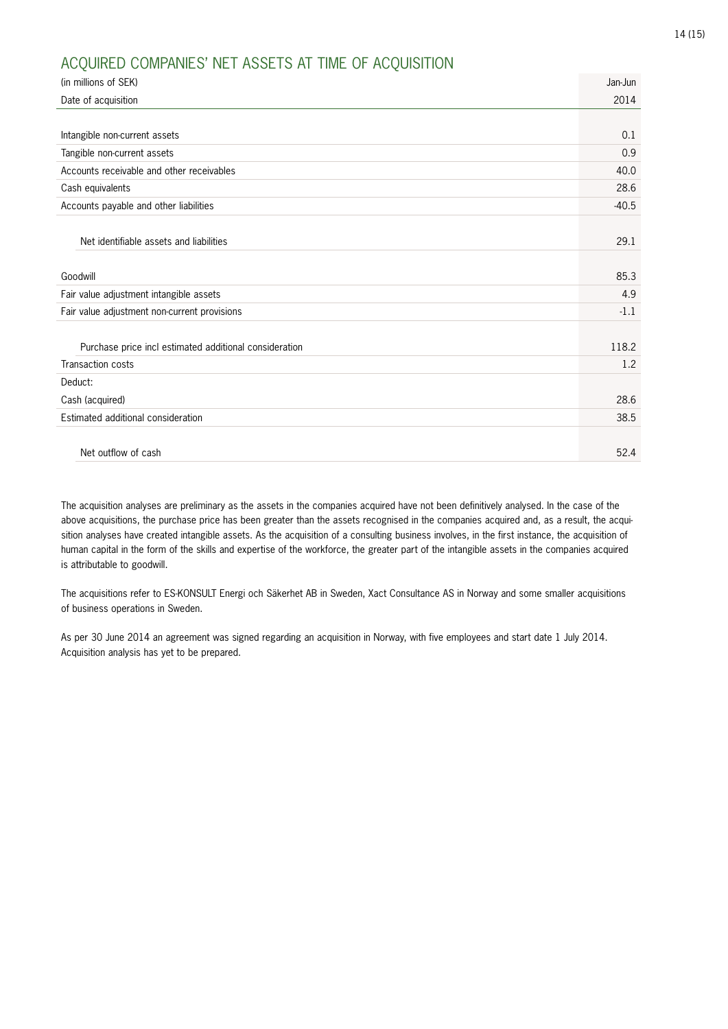## ACQUIRED COMPANIES' NET ASSETS AT TIME OF ACQUISITION

| (in millions of SEK) | Jan-Jun |
|---|---|
| Date of acquisition | 2014 |
| | |
| Intangible non-current assets | 0.1 |
| Tangible non-current assets | 0.9 |
| Accounts receivable and other receivables | 40.0 |
| Cash equivalents | 28.6 |
| Accounts payable and other liabilities | -40.5 |
| | |
| Net identifiable assets and liabilities | 29.1 |
| | |
| Goodwill | 85.3 |
| Fair value adjustment intangible assets | 4.9 |
| Fair value adjustment non-current provisions | -1.1 |
| | |
| Purchase price incl estimated additional consideration | 118.2 |
| Transaction costs | 1.2 |
| Deduct: | |
| Cash (acquired) | 28.6 |
| Estimated additional consideration | 38.5 |
| | |
| Net outflow of cash | 52.4 |

The acquisition analyses are preliminary as the assets in the companies acquired have not been definitively analysed. In the case of the above acquisitions, the purchase price has been greater than the assets recognised in the companies acquired and, as a result, the acquisition analyses have created intangible assets. As the acquisition of a consulting business involves, in the first instance, the acquisition of human capital in the form of the skills and expertise of the workforce, the greater part of the intangible assets in the companies acquired is attributable to goodwill.

The acquisitions refer to ES-KONSULT Energi och Säkerhet AB in Sweden, Xact Consultance AS in Norway and some smaller acquisitions of business operations in Sweden.

As per 30 June 2014 an agreement was signed regarding an acquisition in Norway, with five employees and start date 1 July 2014. Acquisition analysis has yet to be prepared.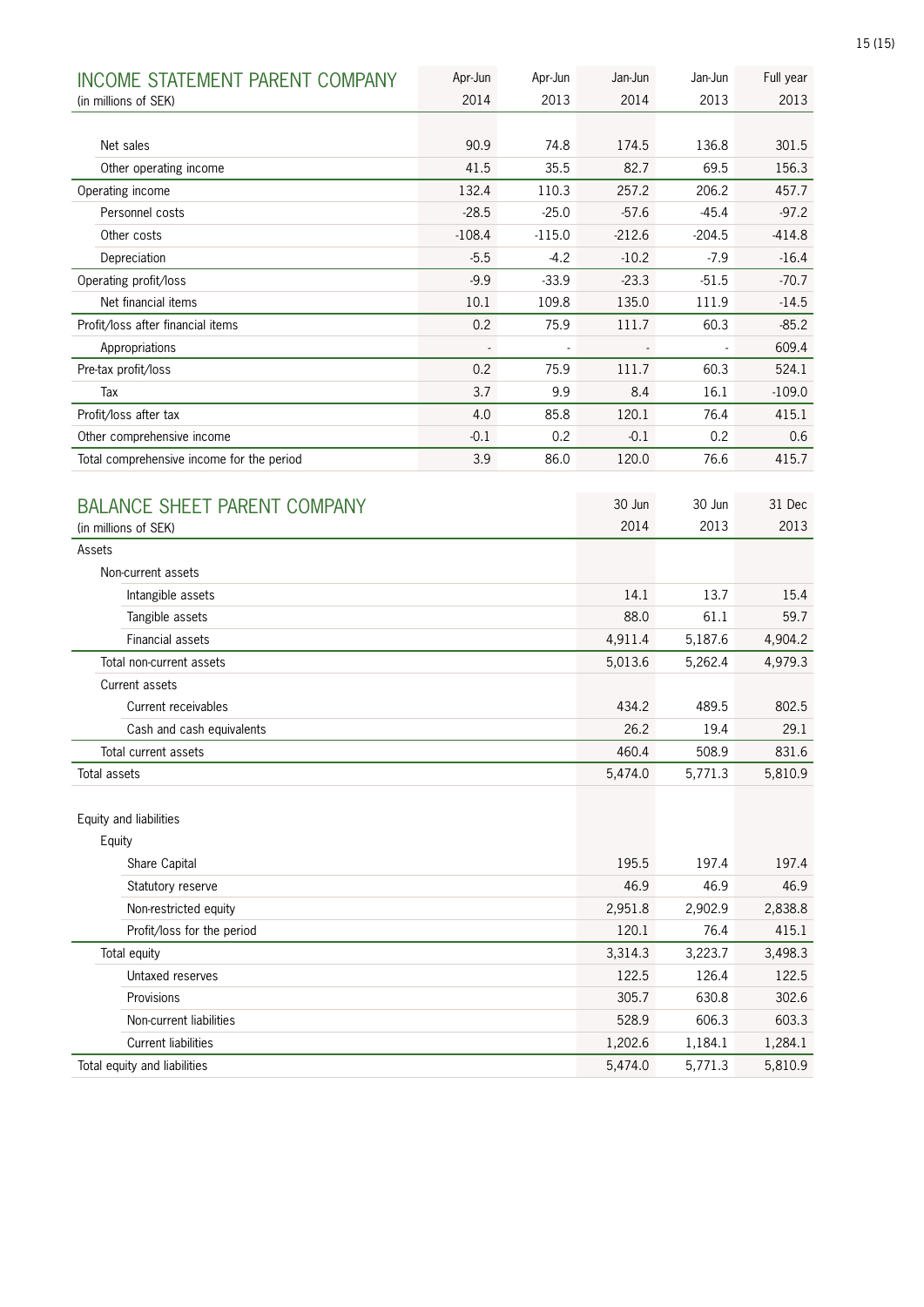## INCOME STATEMENT PARENT COMPANY

| (in millions of SEK) | Apr-Jun 2014 | Apr-Jun 2013 | Jan-Jun 2014 | Jan-Jun 2013 | Full year 2013 |
|---|---|---|---|---|---|
| Net sales | 90.9 | 74.8 | 174.5 | 136.8 | 301.5 |
| Other operating income | 41.5 | 35.5 | 82.7 | 69.5 | 156.3 |
| Operating income | 132.4 | 110.3 | 257.2 | 206.2 | 457.7 |
| Personnel costs | -28.5 | -25.0 | -57.6 | -45.4 | -97.2 |
| Other costs | -108.4 | -115.0 | -212.6 | -204.5 | -414.8 |
| Depreciation | -5.5 | -4.2 | -10.2 | -7.9 | -16.4 |
| Operating profit/loss | -9.9 | -33.9 | -23.3 | -51.5 | -70.7 |
| Net financial items | 10.1 | 109.8 | 135.0 | 111.9 | -14.5 |
| Profit/loss after financial items | 0.2 | 75.9 | 111.7 | 60.3 | -85.2 |
| Appropriations | - | - | - | - | 609.4 |
| Pre-tax profit/loss | 0.2 | 75.9 | 111.7 | 60.3 | 524.1 |
| Tax | 3.7 | 9.9 | 8.4 | 16.1 | -109.0 |
| Profit/loss after tax | 4.0 | 85.8 | 120.1 | 76.4 | 415.1 |
| Other comprehensive income | -0.1 | 0.2 | -0.1 | 0.2 | 0.6 |
| Total comprehensive income for the period | 3.9 | 86.0 | 120.0 | 76.6 | 415.7 |

## BALANCE SHEET PARENT COMPANY

| (in millions of SEK) | 30 Jun 2014 | 30 Jun 2013 | 31 Dec 2013 |
|---|---|---|---|
| Assets | | | |
| Non-current assets | | | |
| Intangible assets | 14.1 | 13.7 | 15.4 |
| Tangible assets | 88.0 | 61.1 | 59.7 |
| Financial assets | 4,911.4 | 5,187.6 | 4,904.2 |
| Total non-current assets | 5,013.6 | 5,262.4 | 4,979.3 |
| Current assets | | | |
| Current receivables | 434.2 | 489.5 | 802.5 |
| Cash and cash equivalents | 26.2 | 19.4 | 29.1 |
| Total current assets | 460.4 | 508.9 | 831.6 |
| Total assets | 5,474.0 | 5,771.3 | 5,810.9 |
| | | | |
| Equity and liabilities | | | |
| Equity | | | |
| Share Capital | 195.5 | 197.4 | 197.4 |
| Statutory reserve | 46.9 | 46.9 | 46.9 |
| Non-restricted equity | 2,951.8 | 2,902.9 | 2,838.8 |
| Profit/loss for the period | 120.1 | 76.4 | 415.1 |
| Total equity | 3,314.3 | 3,223.7 | 3,498.3 |
| Untaxed reserves | 122.5 | 126.4 | 122.5 |
| Provisions | 305.7 | 630.8 | 302.6 |
| Non-current liabilities | 528.9 | 606.3 | 603.3 |
| Current liabilities | 1,202.6 | 1,184.1 | 1,284.1 |
| Total equity and liabilities | 5,474.0 | 5,771.3 | 5,810.9 |